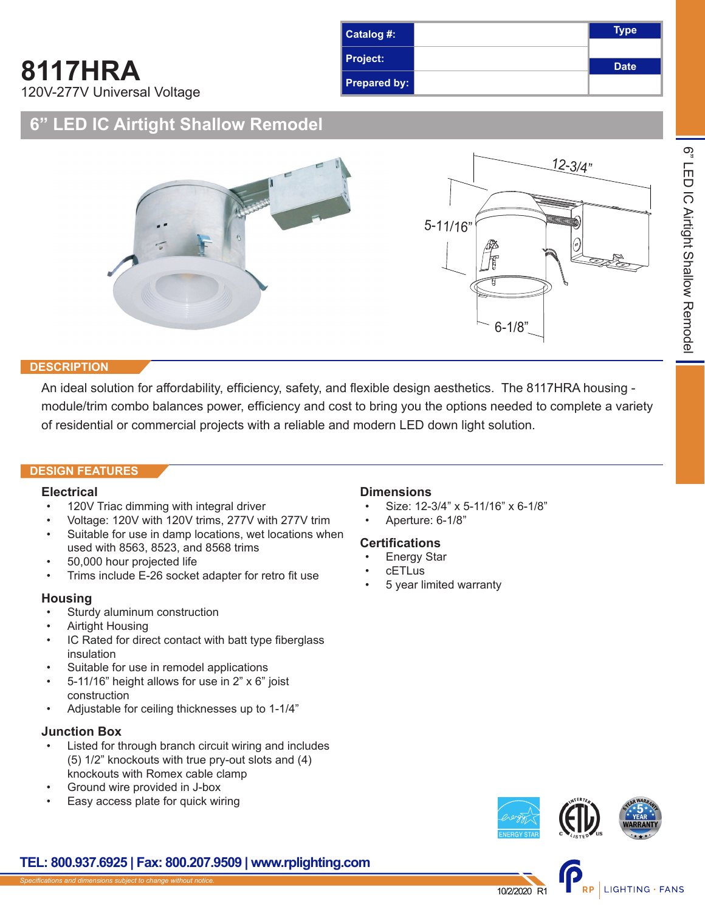# 8117HRA

120V-277V Universal Voltage

| Catalog #: | | Type |
|---|---|---|
| Project: | | |
| Prepared by: | | Date |

## 6" LED IC Airtight Shallow Remodel

12-3/4"

5-11/16"

6-1/8"

## DESCRIPTION

An ideal solution for affordability, efficiency, safety, and flexible design aesthetics. The 8117HRA housing - module/trim combo balances power, efficiency and cost to bring you the options needed to complete a variety of residential or commercial projects with a reliable and modern LED down light solution.

## DESIGN FEATURES

### Electrical

- 120V Triac dimming with integral driver
- Voltage: 120V with 120V trims, 277V with 277V trim
- Suitable for use in damp locations, wet locations when used with 8563, 8523, and 8568 trims
- 50,000 hour projected life
- Trims include E-26 socket adapter for retro fit use

### Housing

- Sturdy aluminum construction
- Airtight Housing
- IC Rated for direct contact with batt type fiberglass insulation
- Suitable for use in remodel applications
- 5-11/16" height allows for use in 2" x 6" joist construction
- Adjustable for ceiling thicknesses up to 1-1/4"

### Junction Box

- Listed for through branch circuit wiring and includes (5) 1/2" knockouts with true pry-out slots and (4) knockouts with Romex cable clamp
- Ground wire provided in J-box
- Easy access plate for quick wiring

### Dimensions

- Size: 12-3/4" x 5-11/16" x 6-1/8"
- Aperture: 6-1/8"

### Certifications

- Energy Star
- cETLus
- 5 year limited warranty

ENERGY STAR

INTERTEK ETL LISTED C US

5 YEAR WARRANTY

**TEL: 800.937.6925 | Fax: 800.207.9509 | www.rplighting.com**

*Specifications and dimensions subject to change without notice.*

10/2/2020 R1

RP LIGHTING · FANS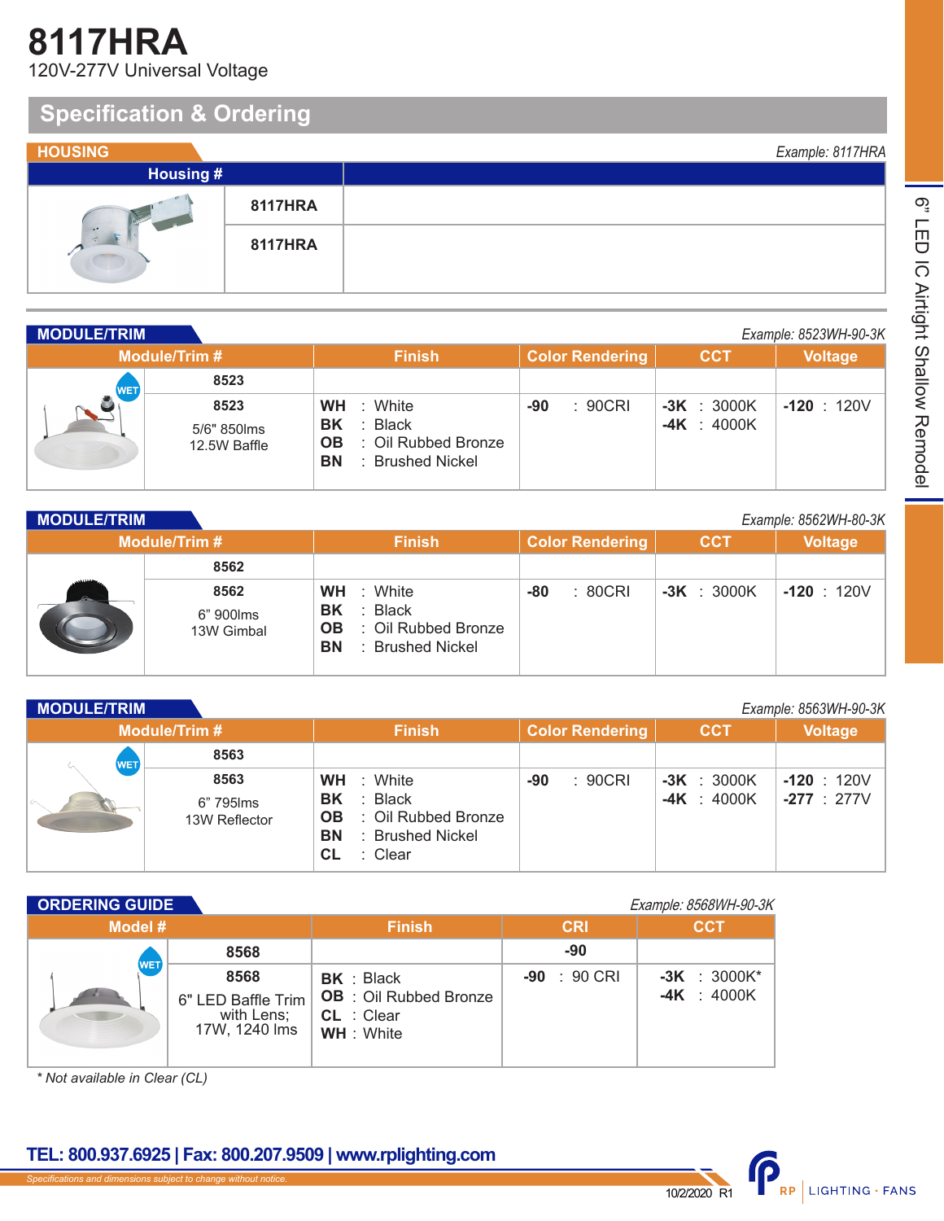# 8117HRA

120V-277V Universal Voltage

## Specification & Ordering

### HOUSING

*Example: 8117HRA*

| | Housing # | |
|---|---|---|
| | 8117HRA | |
| | 8117HRA | |

### MODULE/TRIM

*Example: 8523WH-90-3K*

| | Module/Trim # | Finish | Color Rendering | CCT | Voltage |
|---|---|---|---|---|---|
| WET | 8523 | | | | |
| | 8523<br>5/6" 850lms<br>12.5W Baffle | **WH** : White<br>**BK** : Black<br>**OB** : Oil Rubbed Bronze<br>**BN** : Brushed Nickel | **-90** : 90CRI | **-3K** : 3000K<br>**-4K** : 4000K | **-120** : 120V |

### MODULE/TRIM

*Example: 8562WH-80-3K*

| | Module/Trim # | Finish | Color Rendering | CCT | Voltage |
|---|---|---|---|---|---|
| | 8562 | | | | |
| | 8562<br>6" 900lms<br>13W Gimbal | **WH** : White<br>**BK** : Black<br>**OB** : Oil Rubbed Bronze<br>**BN** : Brushed Nickel | **-80** : 80CRI | **-3K** : 3000K | **-120** : 120V |

### MODULE/TRIM

*Example: 8563WH-90-3K*

| | Module/Trim # | Finish | Color Rendering | CCT | Voltage |
|---|---|---|---|---|---|
| WET | 8563 | | | | |
| | 8563<br>6" 795lms<br>13W Reflector | **WH** : White<br>**BK** : Black<br>**OB** : Oil Rubbed Bronze<br>**BN** : Brushed Nickel<br>**CL** : Clear | **-90** : 90CRI | **-3K** : 3000K<br>**-4K** : 4000K | **-120** : 120V<br>**-277** : 277V |

### ORDERING GUIDE

*Example: 8568WH-90-3K*

| | Model # | Finish | CRI | CCT |
|---|---|---|---|---|
| WET | 8568 | | -90 | |
| | 8568<br>6" LED Baffle Trim with Lens;<br>17W, 1240 lms | **BK** : Black<br>**OB** : Oil Rubbed Bronze<br>**CL** : Clear<br>**WH** : White | **-90** : 90 CRI | **-3K** : 3000K*<br>**-4K** : 4000K |

*\* Not available in Clear (CL)*

6" LED IC Airtight Shallow Remodel

**TEL: 800.937.6925 | Fax: 800.207.9509 | www.rplighting.com**

*Specifications and dimensions subject to change without notice.*

10/2/2020 R1

RP | LIGHTING · FANS